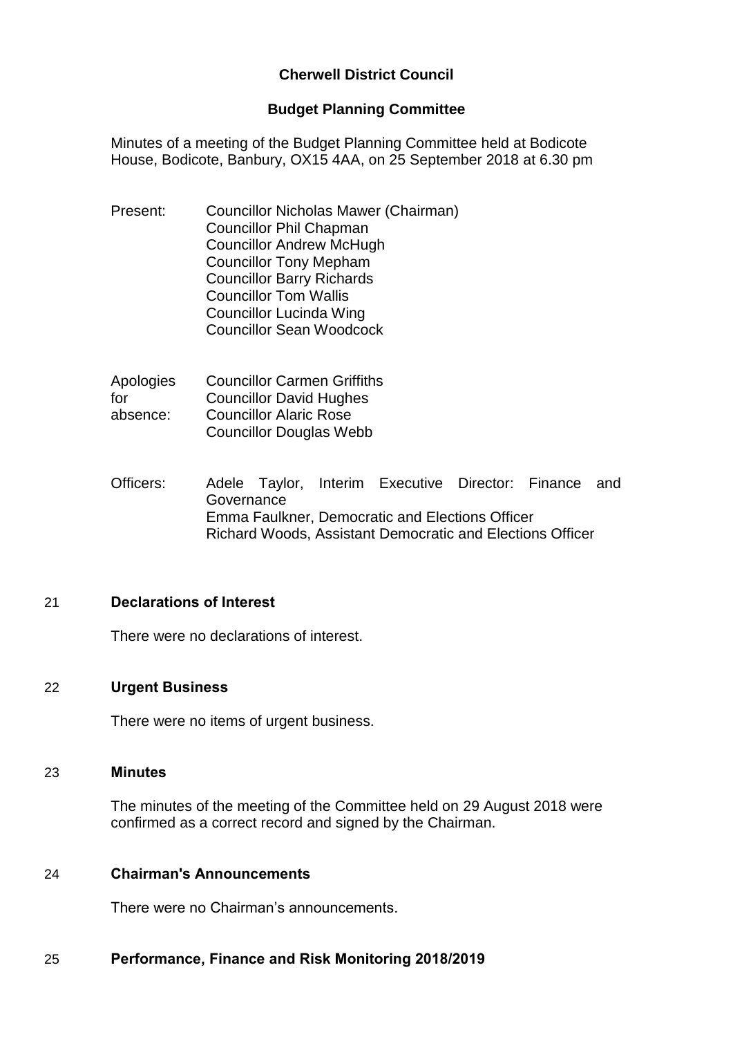# Cherwell District Council

## Budget Planning Committee

Minutes of a meeting of the Budget Planning Committee held at Bodicote House, Bodicote, Banbury, OX15 4AA, on 25 September 2018 at 6.30 pm

Present:
Councillor Nicholas Mawer (Chairman)
Councillor Phil Chapman
Councillor Andrew McHugh
Councillor Tony Mepham
Councillor Barry Richards
Councillor Tom Wallis
Councillor Lucinda Wing
Councillor Sean Woodcock

Apologies for absence:
Councillor Carmen Griffiths
Councillor David Hughes
Councillor Alaric Rose
Councillor Douglas Webb

Officers:
Adele Taylor, Interim Executive Director: Finance and Governance
Emma Faulkner, Democratic and Elections Officer
Richard Woods, Assistant Democratic and Elections Officer

### 21 Declarations of Interest

There were no declarations of interest.

### 22 Urgent Business

There were no items of urgent business.

### 23 Minutes

The minutes of the meeting of the Committee held on 29 August 2018 were confirmed as a correct record and signed by the Chairman.

### 24 Chairman's Announcements

There were no Chairman's announcements.

### 25 Performance, Finance and Risk Monitoring 2018/2019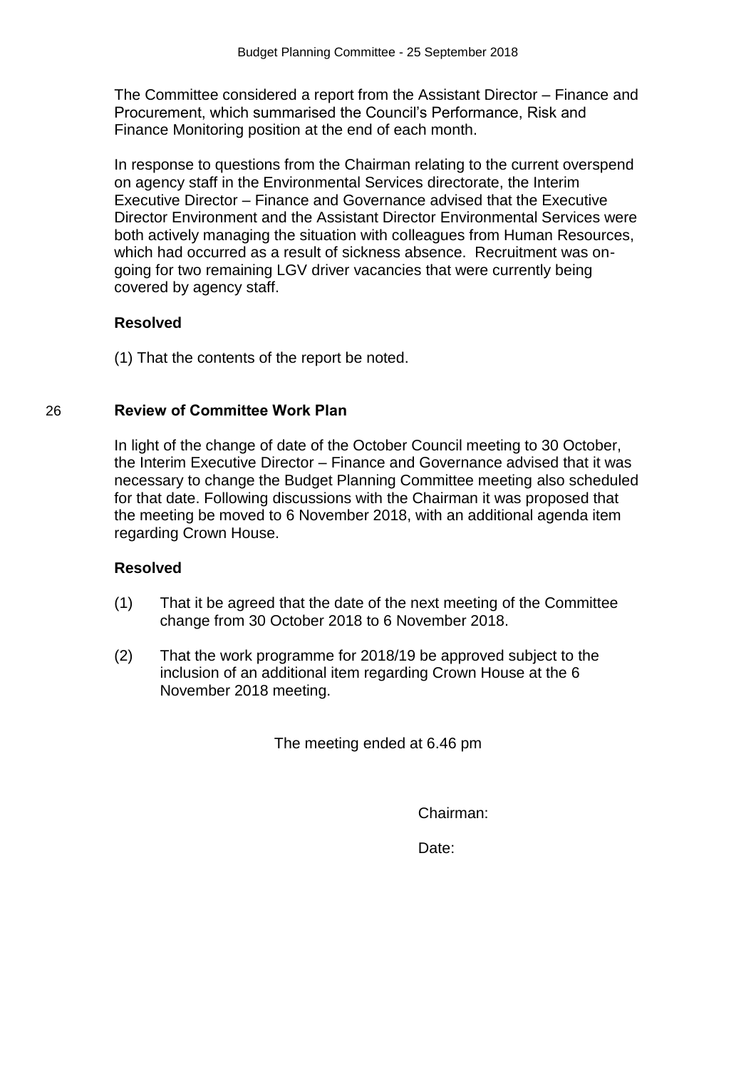The Committee considered a report from the Assistant Director – Finance and Procurement, which summarised the Council's Performance, Risk and Finance Monitoring position at the end of each month.

In response to questions from the Chairman relating to the current overspend on agency staff in the Environmental Services directorate, the Interim Executive Director – Finance and Governance advised that the Executive Director Environment and the Assistant Director Environmental Services were both actively managing the situation with colleagues from Human Resources, which had occurred as a result of sickness absence. Recruitment was on-going for two remaining LGV driver vacancies that were currently being covered by agency staff.

**Resolved**

(1) That the contents of the report be noted.

## 26 Review of Committee Work Plan

In light of the change of date of the October Council meeting to 30 October, the Interim Executive Director – Finance and Governance advised that it was necessary to change the Budget Planning Committee meeting also scheduled for that date. Following discussions with the Chairman it was proposed that the meeting be moved to 6 November 2018, with an additional agenda item regarding Crown House.

**Resolved**

(1) That it be agreed that the date of the next meeting of the Committee change from 30 October 2018 to 6 November 2018.

(2) That the work programme for 2018/19 be approved subject to the inclusion of an additional item regarding Crown House at the 6 November 2018 meeting.

The meeting ended at 6.46 pm

Chairman:

Date: